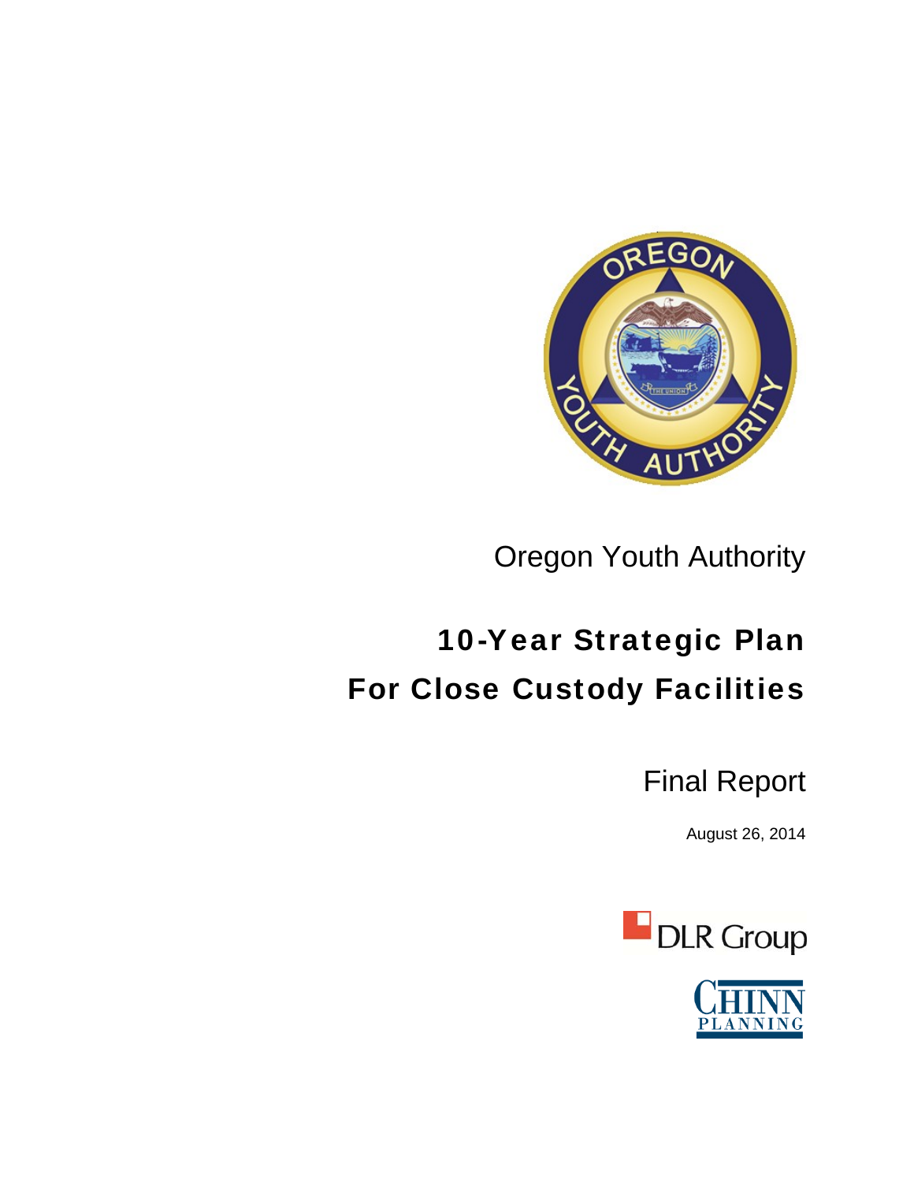Oregon Youth Authority

# 10-Year Strategic Plan
# For Close Custody Facilities

## Final Report

August 26, 2014

DLR Group

CHINN PLANNING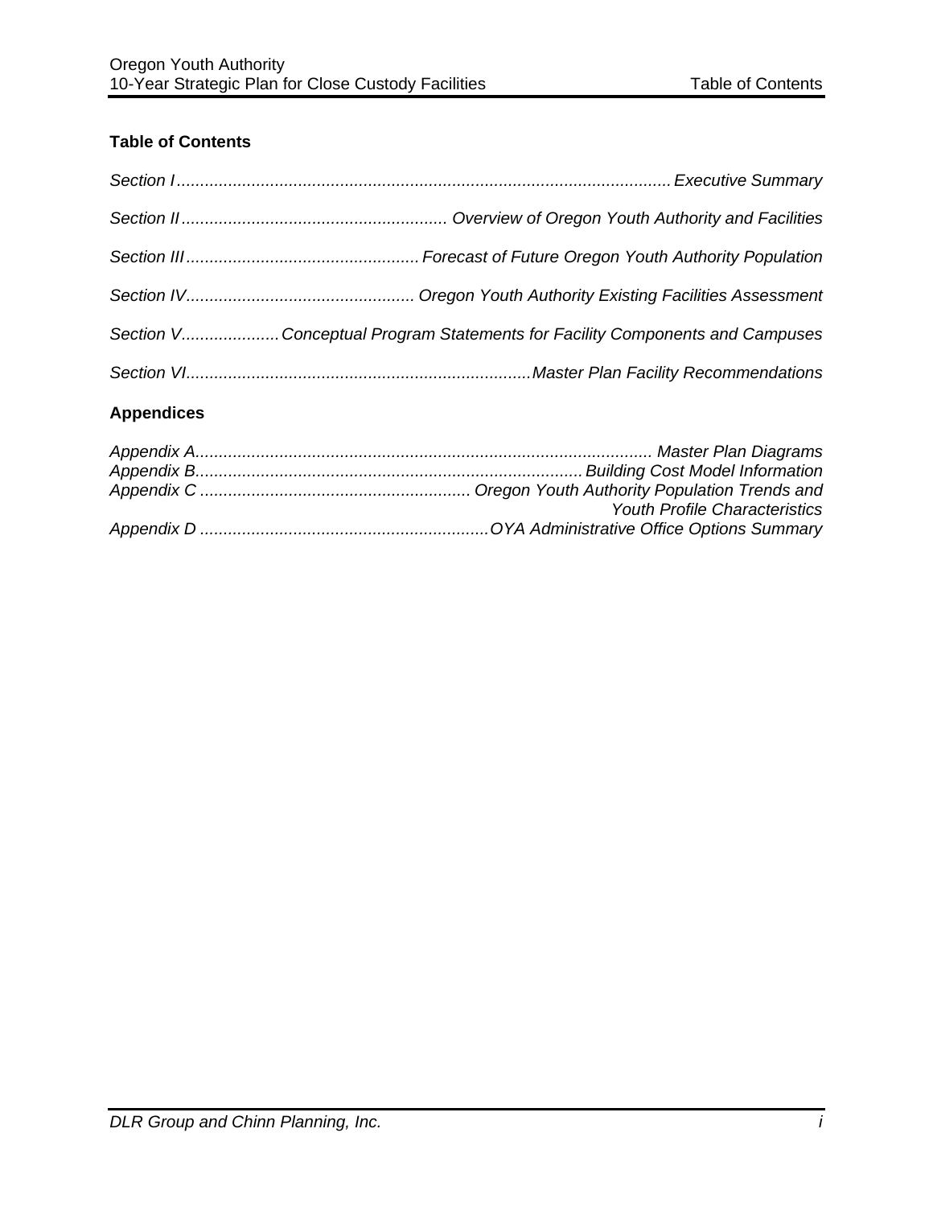## Table of Contents

*Section I ........................................................................................................ Executive Summary*

*Section II ........................................................ Overview of Oregon Youth Authority and Facilities*

*Section III ................................................. Forecast of Future Oregon Youth Authority Population*

*Section IV................................................ Oregon Youth Authority Existing Facilities Assessment*

*Section V.................... Conceptual Program Statements for Facility Components and Campuses*

*Section VI......................................................................... Master Plan Facility Recommendations*

## Appendices

*Appendix A................................................................................................ Master Plan Diagrams*
*Appendix B.................................................................................. Building Cost Model Information*
*Appendix C ......................................................... Oregon Youth Authority Population Trends and Youth Profile Characteristics*
*Appendix D ............................................................. OYA Administrative Office Options Summary*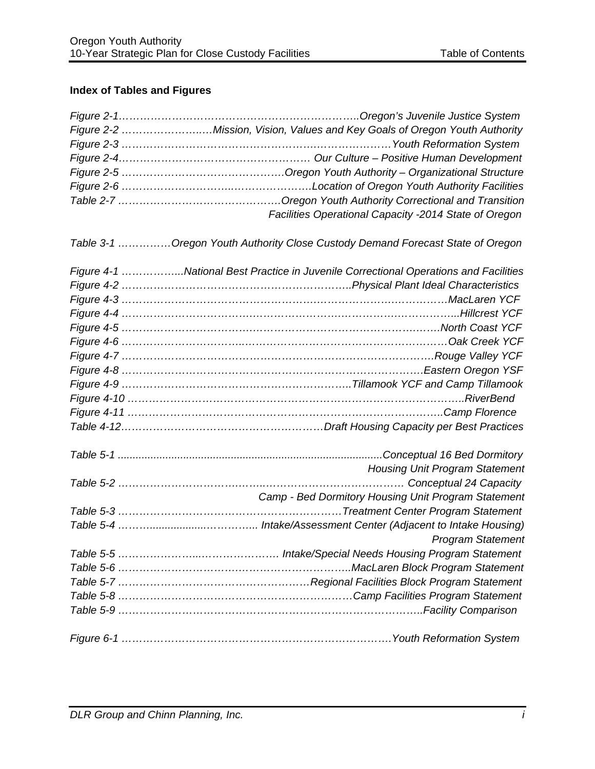**Index of Tables and Figures**

*Figure 2-1…………………………………………………………..Oregon's Juvenile Justice System*
*Figure 2-2 ………………….…Mission, Vision, Values and Key Goals of Oregon Youth Authority*
*Figure 2-3 ……………………………………………………………………Youth Reformation System*
*Figure 2-4………………………………………………. Our Culture – Positive Human Development*
*Figure 2-5 ……………………………………….Oregon Youth Authority – Organizational Structure*
*Figure 2-6 ………………………….……………….Location of Oregon Youth Authority Facilities*
*Table 2-7 ……………………………………….Oregon Youth Authority Correctional and Transition Facilities Operational Capacity -2014 State of Oregon*

*Table 3-1 ……………Oregon Youth Authority Close Custody Demand Forecast State of Oregon*

*Figure 4-1 ……………....National Best Practice in Juvenile Correctional Operations and Facilities*
*Figure 4-2 ………………………………………………………..Physical Plant Ideal Characteristics*
*Figure 4-3 …………………………………………………………………………………MacLaren YCF*
*Figure 4-4 …………………………………………………………………………………...Hillcrest YCF*
*Figure 4-5 ……………………………………………………………………………….North Coast YCF*
*Figure 4-6 …………………………………………………………………………………Oak Creek YCF*
*Figure 4-7 ……………………………………………………………………………….Rouge Valley YCF*
*Figure 4-8 ……………………………………………………………………………Eastern Oregon YSF*
*Figure 4-9 ………………………………………………………..Tillamook YCF and Camp Tillamook*
*Figure 4-10 ……………………………………………………………………………………..RiverBend*
*Figure 4-11 ……………………………………………………………………………..Camp Florence*
*Table 4-12…………………………………………………Draft Housing Capacity per Best Practices*

*Table 5-1 .........................................................................................Conceptual 16 Bed Dormitory Housing Unit Program Statement*
*Table 5-2 ………………………………………………………………………. Conceptual 24 Capacity Camp - Bed Dormitory Housing Unit Program Statement*
*Table 5-3 ………………………………………………………Treatment Center Program Statement*
*Table 5-4 ……….......................………….. Intake/Assessment Center (Adjacent to Intake Housing) Program Statement*
*Table 5-5 ………………….....…………………. Intake/Special Needs Housing Program Statement*
*Table 5-6 …………………………………………………………..MacLaren Block Program Statement*
*Table 5-7 ………………………………………………Regional Facilities Block Program Statement*
*Table 5-8 ………………………………………………………….Camp Facilities Program Statement*
*Table 5-9 ……………………………………………………………………………..Facility Comparison*

*Figure 6-1 …………………………………………………………………Youth Reformation System*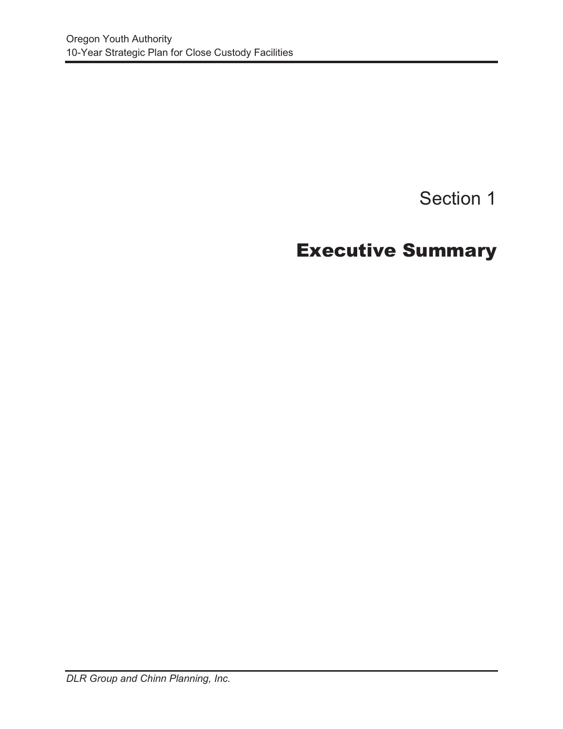# Section 1

# Executive Summary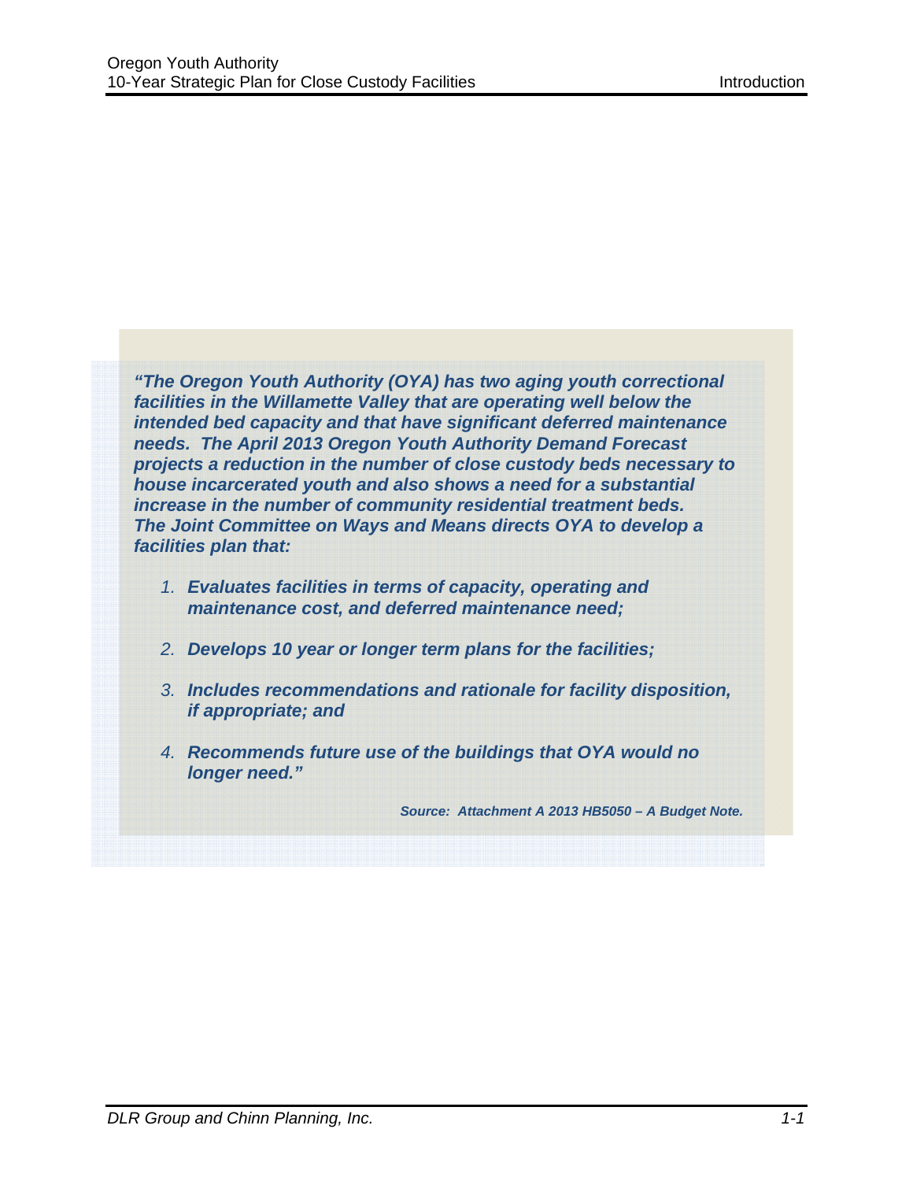***"The Oregon Youth Authority (OYA) has two aging youth correctional facilities in the Willamette Valley that are operating well below the intended bed capacity and that have significant deferred maintenance needs. The April 2013 Oregon Youth Authority Demand Forecast projects a reduction in the number of close custody beds necessary to house incarcerated youth and also shows a need for a substantial increase in the number of community residential treatment beds. The Joint Committee on Ways and Means directs OYA to develop a facilities plan that:***

1. ***Evaluates facilities in terms of capacity, operating and maintenance cost, and deferred maintenance need;***
2. ***Develops 10 year or longer term plans for the facilities;***
3. ***Includes recommendations and rationale for facility disposition, if appropriate; and***
4. ***Recommends future use of the buildings that OYA would no longer need."***

***Source: Attachment A 2013 HB5050 – A Budget Note.***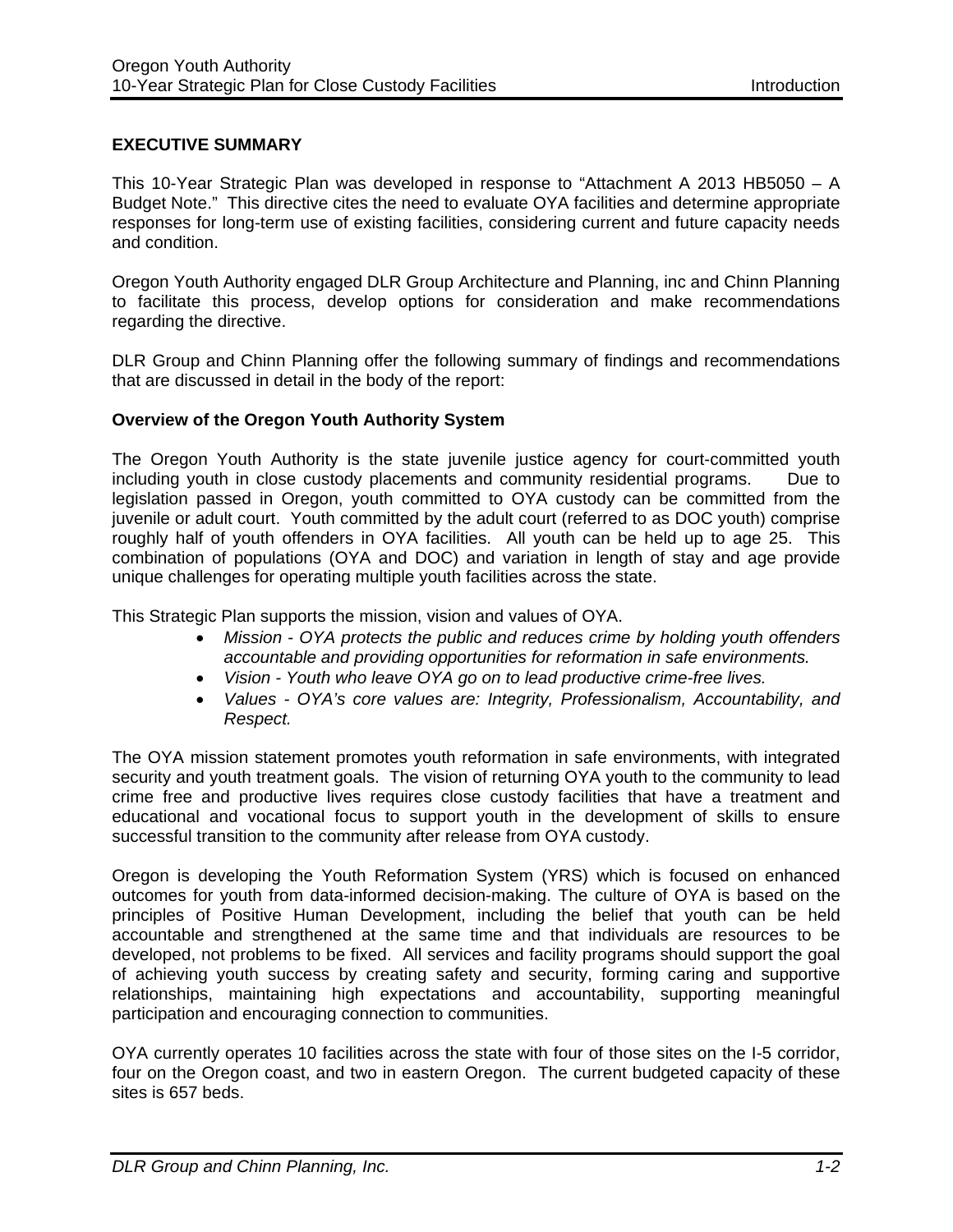## EXECUTIVE SUMMARY

This 10-Year Strategic Plan was developed in response to "Attachment A 2013 HB5050 – A Budget Note." This directive cites the need to evaluate OYA facilities and determine appropriate responses for long-term use of existing facilities, considering current and future capacity needs and condition.

Oregon Youth Authority engaged DLR Group Architecture and Planning, inc and Chinn Planning to facilitate this process, develop options for consideration and make recommendations regarding the directive.

DLR Group and Chinn Planning offer the following summary of findings and recommendations that are discussed in detail in the body of the report:

### Overview of the Oregon Youth Authority System

The Oregon Youth Authority is the state juvenile justice agency for court-committed youth including youth in close custody placements and community residential programs. Due to legislation passed in Oregon, youth committed to OYA custody can be committed from the juvenile or adult court. Youth committed by the adult court (referred to as DOC youth) comprise roughly half of youth offenders in OYA facilities. All youth can be held up to age 25. This combination of populations (OYA and DOC) and variation in length of stay and age provide unique challenges for operating multiple youth facilities across the state.

This Strategic Plan supports the mission, vision and values of OYA.

- *Mission - OYA protects the public and reduces crime by holding youth offenders accountable and providing opportunities for reformation in safe environments.*
- *Vision - Youth who leave OYA go on to lead productive crime-free lives.*
- *Values - OYA's core values are: Integrity, Professionalism, Accountability, and Respect.*

The OYA mission statement promotes youth reformation in safe environments, with integrated security and youth treatment goals. The vision of returning OYA youth to the community to lead crime free and productive lives requires close custody facilities that have a treatment and educational and vocational focus to support youth in the development of skills to ensure successful transition to the community after release from OYA custody.

Oregon is developing the Youth Reformation System (YRS) which is focused on enhanced outcomes for youth from data-informed decision-making. The culture of OYA is based on the principles of Positive Human Development, including the belief that youth can be held accountable and strengthened at the same time and that individuals are resources to be developed, not problems to be fixed. All services and facility programs should support the goal of achieving youth success by creating safety and security, forming caring and supportive relationships, maintaining high expectations and accountability, supporting meaningful participation and encouraging connection to communities.

OYA currently operates 10 facilities across the state with four of those sites on the I-5 corridor, four on the Oregon coast, and two in eastern Oregon. The current budgeted capacity of these sites is 657 beds.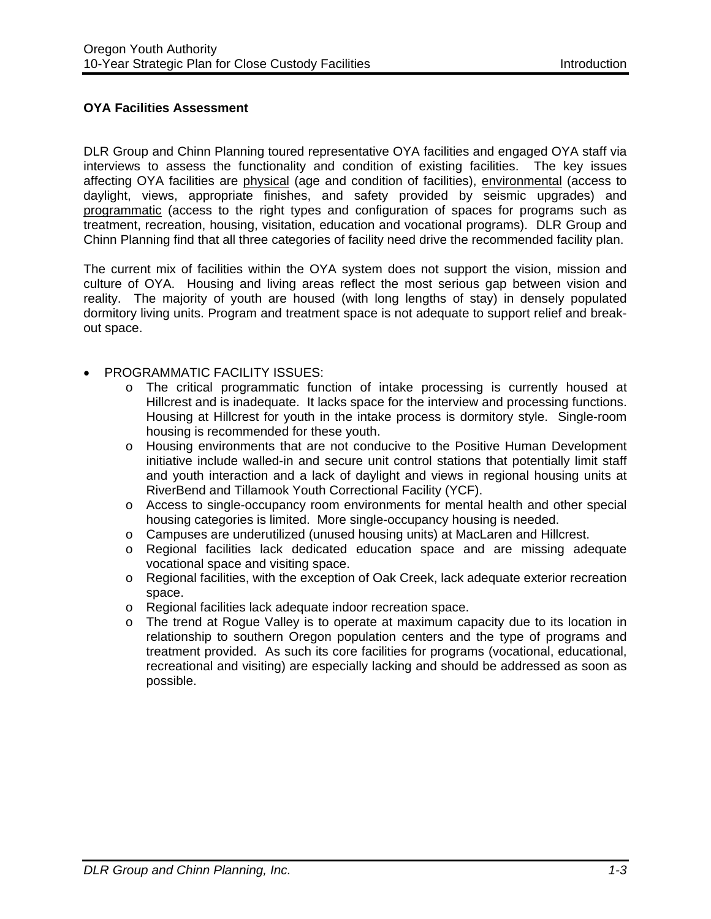### OYA Facilities Assessment

DLR Group and Chinn Planning toured representative OYA facilities and engaged OYA staff via interviews to assess the functionality and condition of existing facilities. The key issues affecting OYA facilities are <u>physical</u> (age and condition of facilities), <u>environmental</u> (access to daylight, views, appropriate finishes, and safety provided by seismic upgrades) and <u>programmatic</u> (access to the right types and configuration of spaces for programs such as treatment, recreation, housing, visitation, education and vocational programs). DLR Group and Chinn Planning find that all three categories of facility need drive the recommended facility plan.

The current mix of facilities within the OYA system does not support the vision, mission and culture of OYA. Housing and living areas reflect the most serious gap between vision and reality. The majority of youth are housed (with long lengths of stay) in densely populated dormitory living units. Program and treatment space is not adequate to support relief and break-out space.

- PROGRAMMATIC FACILITY ISSUES:
  - The critical programmatic function of intake processing is currently housed at Hillcrest and is inadequate. It lacks space for the interview and processing functions. Housing at Hillcrest for youth in the intake process is dormitory style. Single-room housing is recommended for these youth.
  - Housing environments that are not conducive to the Positive Human Development initiative include walled-in and secure unit control stations that potentially limit staff and youth interaction and a lack of daylight and views in regional housing units at RiverBend and Tillamook Youth Correctional Facility (YCF).
  - Access to single-occupancy room environments for mental health and other special housing categories is limited. More single-occupancy housing is needed.
  - Campuses are underutilized (unused housing units) at MacLaren and Hillcrest.
  - Regional facilities lack dedicated education space and are missing adequate vocational space and visiting space.
  - Regional facilities, with the exception of Oak Creek, lack adequate exterior recreation space.
  - Regional facilities lack adequate indoor recreation space.
  - The trend at Rogue Valley is to operate at maximum capacity due to its location in relationship to southern Oregon population centers and the type of programs and treatment provided. As such its core facilities for programs (vocational, educational, recreational and visiting) are especially lacking and should be addressed as soon as possible.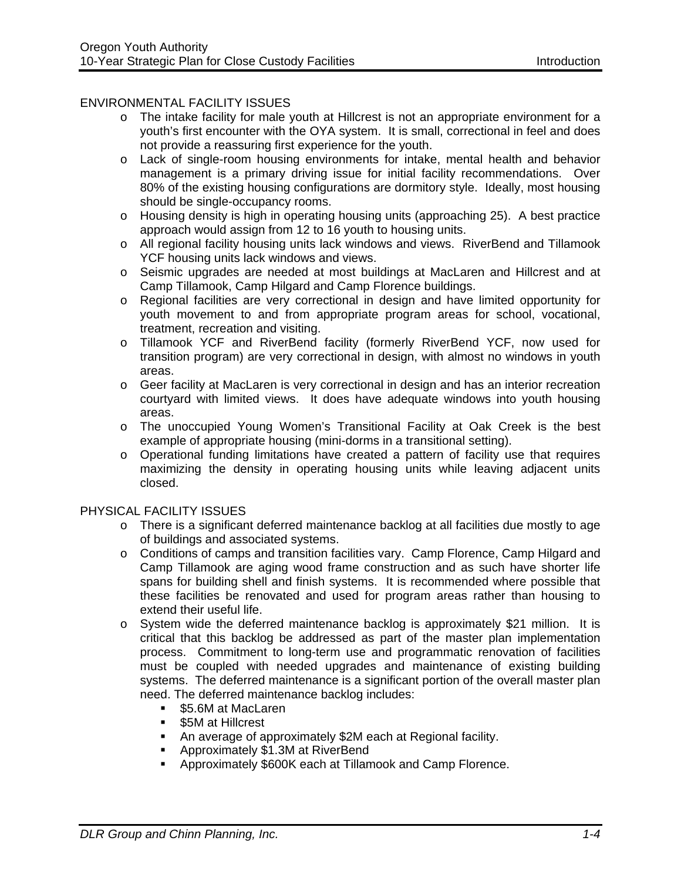ENVIRONMENTAL FACILITY ISSUES

- The intake facility for male youth at Hillcrest is not an appropriate environment for a youth's first encounter with the OYA system. It is small, correctional in feel and does not provide a reassuring first experience for the youth.
- Lack of single-room housing environments for intake, mental health and behavior management is a primary driving issue for initial facility recommendations. Over 80% of the existing housing configurations are dormitory style. Ideally, most housing should be single-occupancy rooms.
- Housing density is high in operating housing units (approaching 25). A best practice approach would assign from 12 to 16 youth to housing units.
- All regional facility housing units lack windows and views. RiverBend and Tillamook YCF housing units lack windows and views.
- Seismic upgrades are needed at most buildings at MacLaren and Hillcrest and at Camp Tillamook, Camp Hilgard and Camp Florence buildings.
- Regional facilities are very correctional in design and have limited opportunity for youth movement to and from appropriate program areas for school, vocational, treatment, recreation and visiting.
- Tillamook YCF and RiverBend facility (formerly RiverBend YCF, now used for transition program) are very correctional in design, with almost no windows in youth areas.
- Geer facility at MacLaren is very correctional in design and has an interior recreation courtyard with limited views. It does have adequate windows into youth housing areas.
- The unoccupied Young Women's Transitional Facility at Oak Creek is the best example of appropriate housing (mini-dorms in a transitional setting).
- Operational funding limitations have created a pattern of facility use that requires maximizing the density in operating housing units while leaving adjacent units closed.

PHYSICAL FACILITY ISSUES

- There is a significant deferred maintenance backlog at all facilities due mostly to age of buildings and associated systems.
- Conditions of camps and transition facilities vary. Camp Florence, Camp Hilgard and Camp Tillamook are aging wood frame construction and as such have shorter life spans for building shell and finish systems. It is recommended where possible that these facilities be renovated and used for program areas rather than housing to extend their useful life.
- System wide the deferred maintenance backlog is approximately $21 million. It is critical that this backlog be addressed as part of the master plan implementation process. Commitment to long-term use and programmatic renovation of facilities must be coupled with needed upgrades and maintenance of existing building systems. The deferred maintenance is a significant portion of the overall master plan need. The deferred maintenance backlog includes:
  - $5.6M at MacLaren
  - $5M at Hillcrest
  - An average of approximately $2M each at Regional facility.
  - Approximately $1.3M at RiverBend
  - Approximately $600K each at Tillamook and Camp Florence.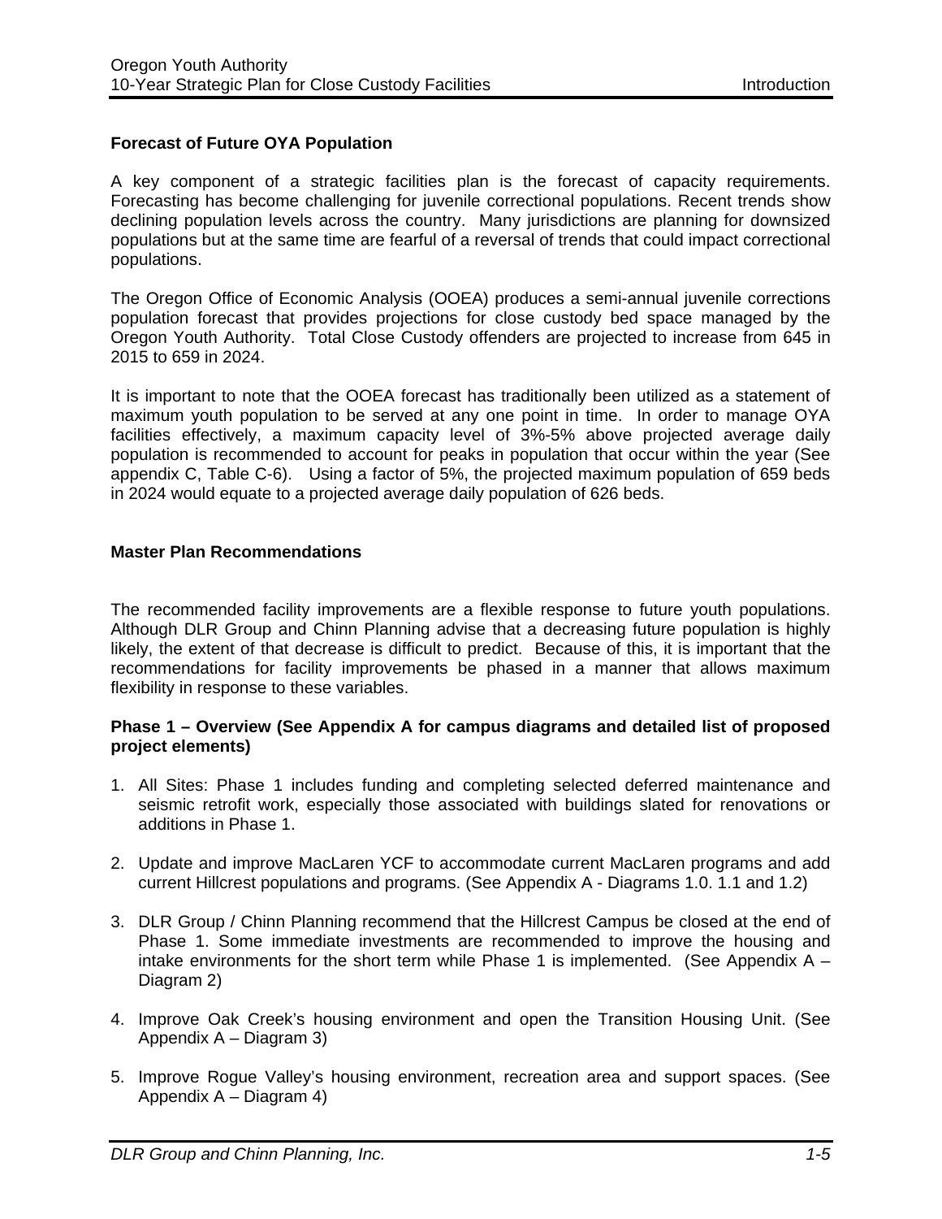### Forecast of Future OYA Population

A key component of a strategic facilities plan is the forecast of capacity requirements. Forecasting has become challenging for juvenile correctional populations. Recent trends show declining population levels across the country. Many jurisdictions are planning for downsized populations but at the same time are fearful of a reversal of trends that could impact correctional populations.

The Oregon Office of Economic Analysis (OOEA) produces a semi-annual juvenile corrections population forecast that provides projections for close custody bed space managed by the Oregon Youth Authority. Total Close Custody offenders are projected to increase from 645 in 2015 to 659 in 2024.

It is important to note that the OOEA forecast has traditionally been utilized as a statement of maximum youth population to be served at any one point in time. In order to manage OYA facilities effectively, a maximum capacity level of 3%-5% above projected average daily population is recommended to account for peaks in population that occur within the year (See appendix C, Table C-6). Using a factor of 5%, the projected maximum population of 659 beds in 2024 would equate to a projected average daily population of 626 beds.

### Master Plan Recommendations

The recommended facility improvements are a flexible response to future youth populations. Although DLR Group and Chinn Planning advise that a decreasing future population is highly likely, the extent of that decrease is difficult to predict. Because of this, it is important that the recommendations for facility improvements be phased in a manner that allows maximum flexibility in response to these variables.

**Phase 1 – Overview (See Appendix A for campus diagrams and detailed list of proposed project elements)**

1. All Sites: Phase 1 includes funding and completing selected deferred maintenance and seismic retrofit work, especially those associated with buildings slated for renovations or additions in Phase 1.
2. Update and improve MacLaren YCF to accommodate current MacLaren programs and add current Hillcrest populations and programs. (See Appendix A - Diagrams 1.0. 1.1 and 1.2)
3. DLR Group / Chinn Planning recommend that the Hillcrest Campus be closed at the end of Phase 1. Some immediate investments are recommended to improve the housing and intake environments for the short term while Phase 1 is implemented. (See Appendix A – Diagram 2)
4. Improve Oak Creek's housing environment and open the Transition Housing Unit. (See Appendix A – Diagram 3)
5. Improve Rogue Valley's housing environment, recreation area and support spaces. (See Appendix A – Diagram 4)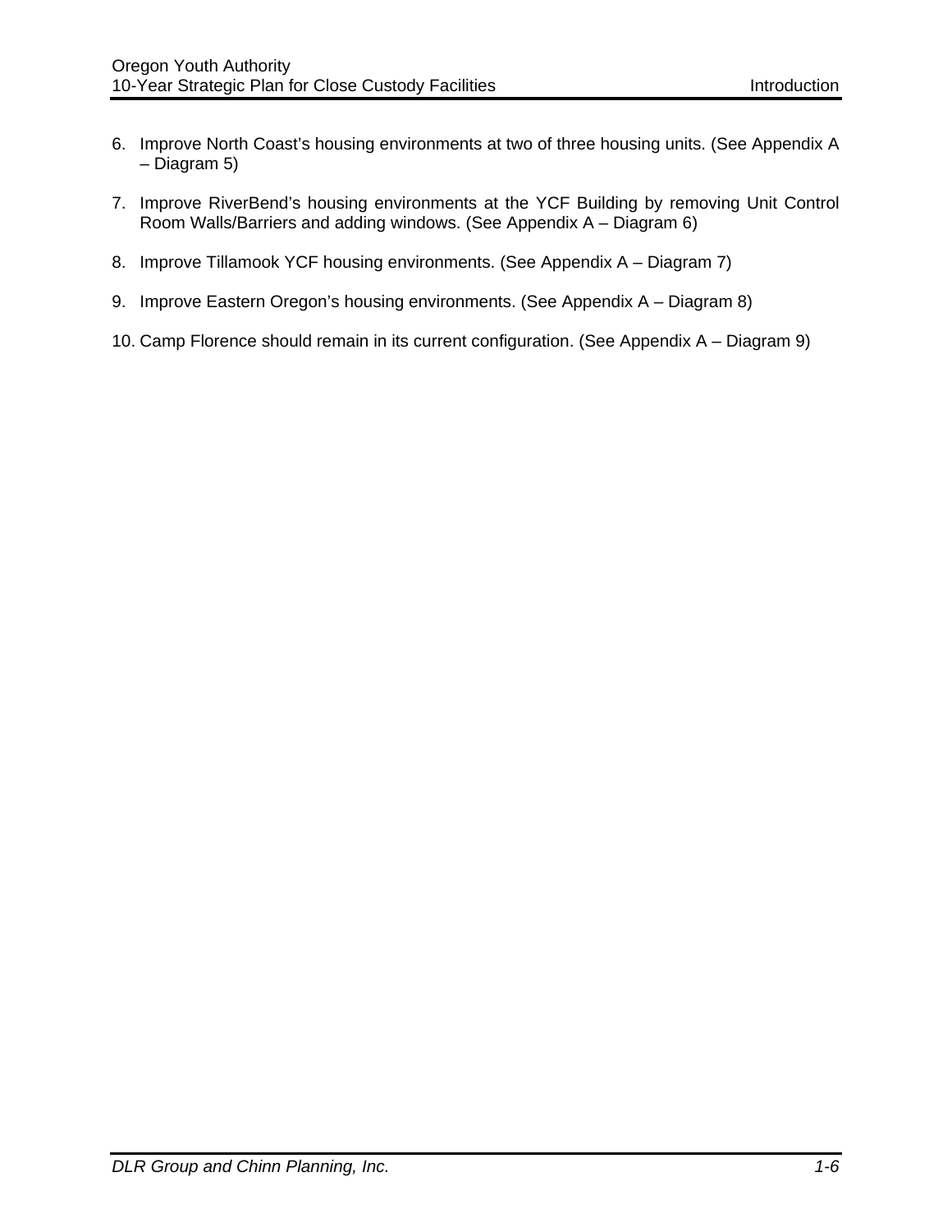6. Improve North Coast's housing environments at two of three housing units. (See Appendix A – Diagram 5)

7. Improve RiverBend's housing environments at the YCF Building by removing Unit Control Room Walls/Barriers and adding windows. (See Appendix A – Diagram 6)

8. Improve Tillamook YCF housing environments. (See Appendix A – Diagram 7)

9. Improve Eastern Oregon's housing environments. (See Appendix A – Diagram 8)

10. Camp Florence should remain in its current configuration. (See Appendix A – Diagram 9)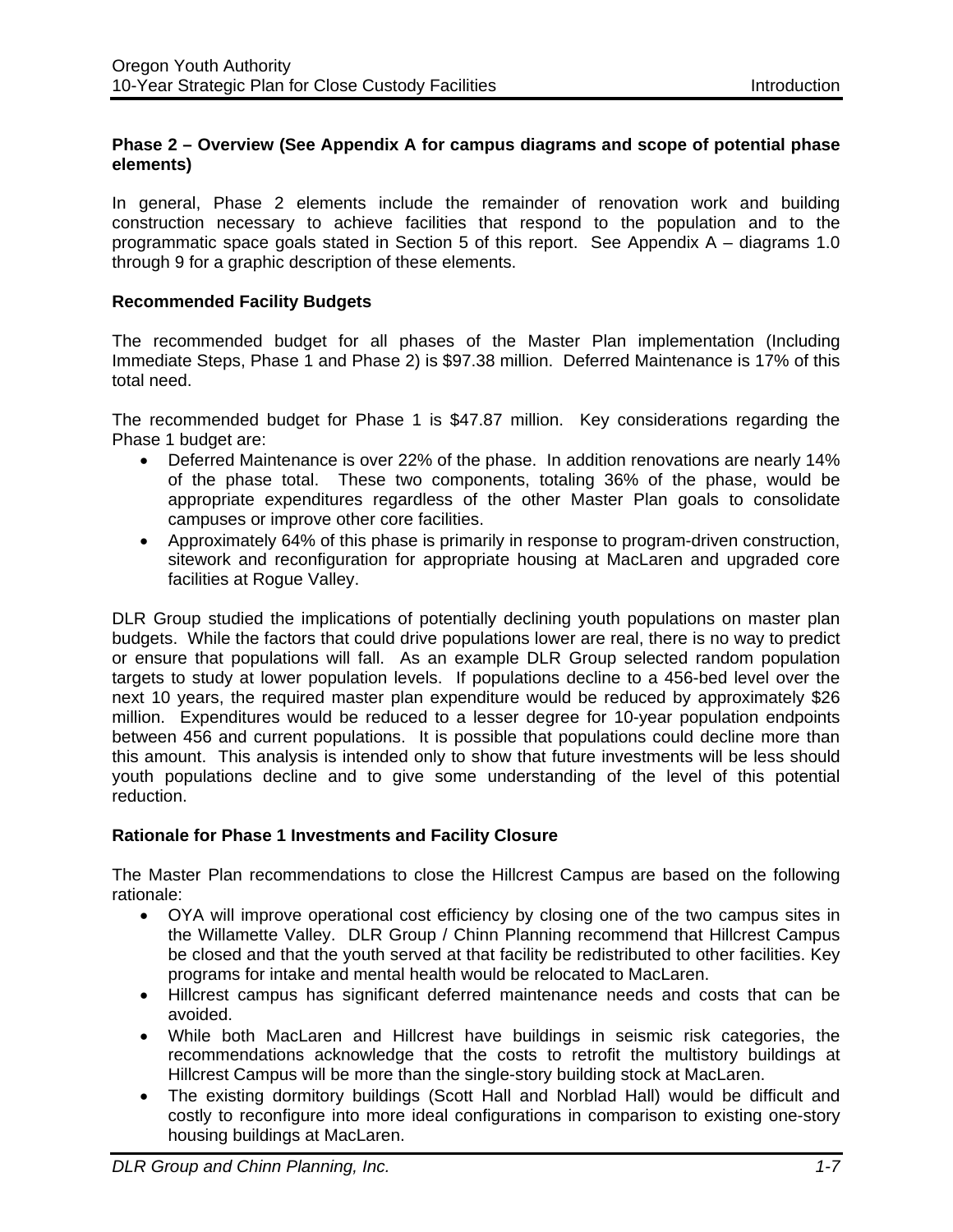**Phase 2 – Overview (See Appendix A for campus diagrams and scope of potential phase elements)**

In general, Phase 2 elements include the remainder of renovation work and building construction necessary to achieve facilities that respond to the population and to the programmatic space goals stated in Section 5 of this report. See Appendix A – diagrams 1.0 through 9 for a graphic description of these elements.

**Recommended Facility Budgets**

The recommended budget for all phases of the Master Plan implementation (Including Immediate Steps, Phase 1 and Phase 2) is $97.38 million. Deferred Maintenance is 17% of this total need.

The recommended budget for Phase 1 is $47.87 million. Key considerations regarding the Phase 1 budget are:

- Deferred Maintenance is over 22% of the phase. In addition renovations are nearly 14% of the phase total. These two components, totaling 36% of the phase, would be appropriate expenditures regardless of the other Master Plan goals to consolidate campuses or improve other core facilities.
- Approximately 64% of this phase is primarily in response to program-driven construction, sitework and reconfiguration for appropriate housing at MacLaren and upgraded core facilities at Rogue Valley.

DLR Group studied the implications of potentially declining youth populations on master plan budgets. While the factors that could drive populations lower are real, there is no way to predict or ensure that populations will fall. As an example DLR Group selected random population targets to study at lower population levels. If populations decline to a 456-bed level over the next 10 years, the required master plan expenditure would be reduced by approximately $26 million. Expenditures would be reduced to a lesser degree for 10-year population endpoints between 456 and current populations. It is possible that populations could decline more than this amount. This analysis is intended only to show that future investments will be less should youth populations decline and to give some understanding of the level of this potential reduction.

**Rationale for Phase 1 Investments and Facility Closure**

The Master Plan recommendations to close the Hillcrest Campus are based on the following rationale:

- OYA will improve operational cost efficiency by closing one of the two campus sites in the Willamette Valley. DLR Group / Chinn Planning recommend that Hillcrest Campus be closed and that the youth served at that facility be redistributed to other facilities. Key programs for intake and mental health would be relocated to MacLaren.
- Hillcrest campus has significant deferred maintenance needs and costs that can be avoided.
- While both MacLaren and Hillcrest have buildings in seismic risk categories, the recommendations acknowledge that the costs to retrofit the multistory buildings at Hillcrest Campus will be more than the single-story building stock at MacLaren.
- The existing dormitory buildings (Scott Hall and Norblad Hall) would be difficult and costly to reconfigure into more ideal configurations in comparison to existing one-story housing buildings at MacLaren.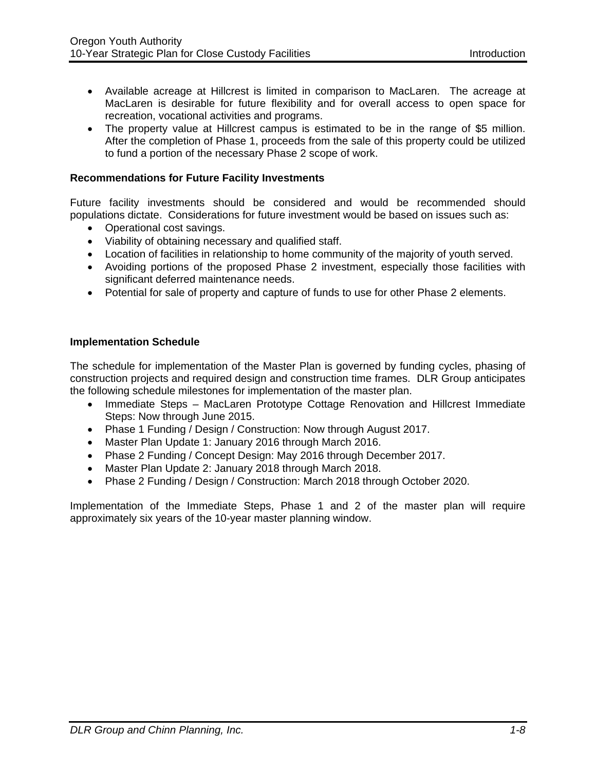- Available acreage at Hillcrest is limited in comparison to MacLaren. The acreage at MacLaren is desirable for future flexibility and for overall access to open space for recreation, vocational activities and programs.
- The property value at Hillcrest campus is estimated to be in the range of $5 million. After the completion of Phase 1, proceeds from the sale of this property could be utilized to fund a portion of the necessary Phase 2 scope of work.

**Recommendations for Future Facility Investments**

Future facility investments should be considered and would be recommended should populations dictate. Considerations for future investment would be based on issues such as:

- Operational cost savings.
- Viability of obtaining necessary and qualified staff.
- Location of facilities in relationship to home community of the majority of youth served.
- Avoiding portions of the proposed Phase 2 investment, especially those facilities with significant deferred maintenance needs.
- Potential for sale of property and capture of funds to use for other Phase 2 elements.

**Implementation Schedule**

The schedule for implementation of the Master Plan is governed by funding cycles, phasing of construction projects and required design and construction time frames. DLR Group anticipates the following schedule milestones for implementation of the master plan.

- Immediate Steps – MacLaren Prototype Cottage Renovation and Hillcrest Immediate Steps: Now through June 2015.
- Phase 1 Funding / Design / Construction: Now through August 2017.
- Master Plan Update 1: January 2016 through March 2016.
- Phase 2 Funding / Concept Design: May 2016 through December 2017.
- Master Plan Update 2: January 2018 through March 2018.
- Phase 2 Funding / Design / Construction: March 2018 through October 2020.

Implementation of the Immediate Steps, Phase 1 and 2 of the master plan will require approximately six years of the 10-year master planning window.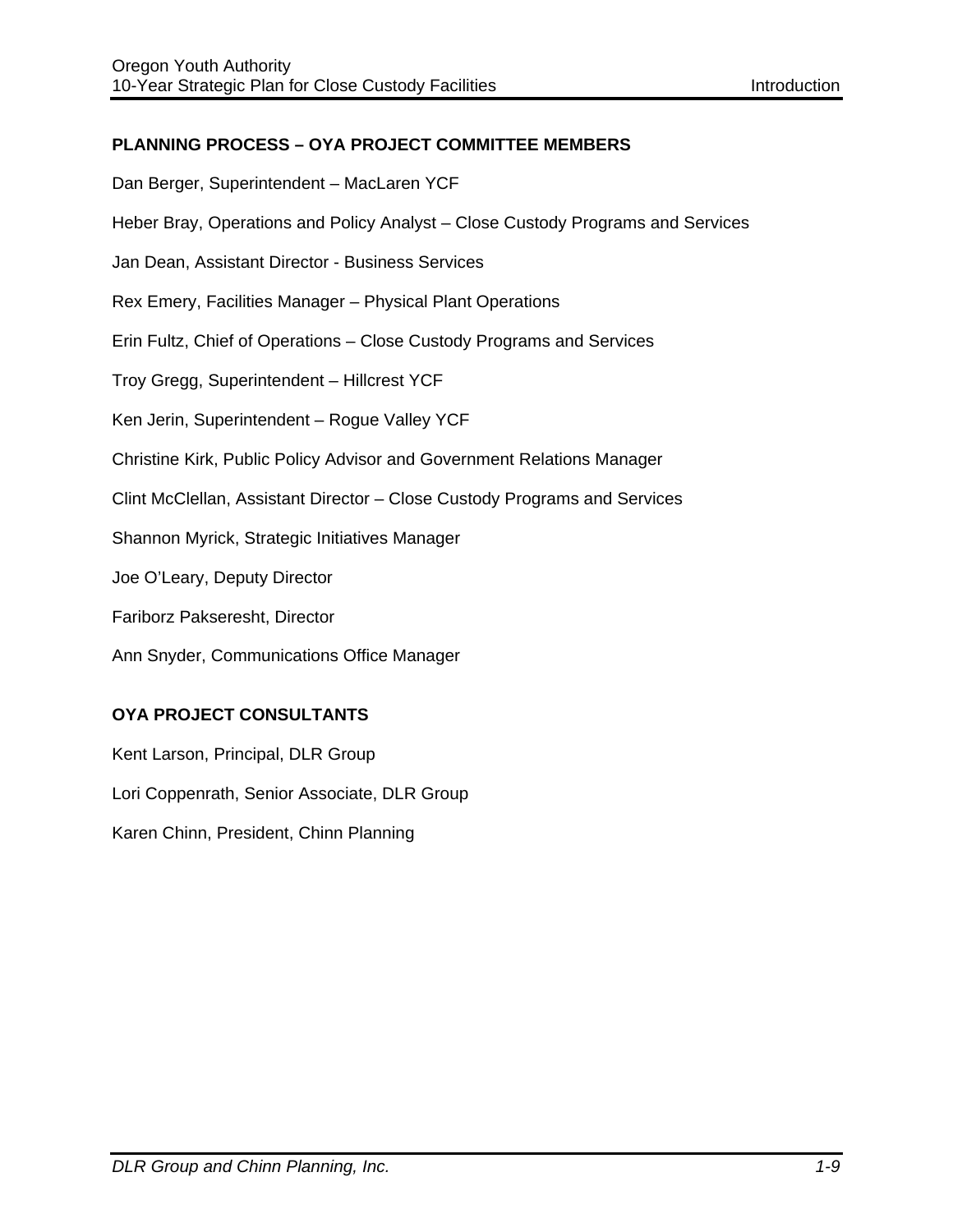**PLANNING PROCESS – OYA PROJECT COMMITTEE MEMBERS**

Dan Berger, Superintendent – MacLaren YCF

Heber Bray, Operations and Policy Analyst – Close Custody Programs and Services

Jan Dean, Assistant Director - Business Services

Rex Emery, Facilities Manager – Physical Plant Operations

Erin Fultz, Chief of Operations – Close Custody Programs and Services

Troy Gregg, Superintendent – Hillcrest YCF

Ken Jerin, Superintendent – Rogue Valley YCF

Christine Kirk, Public Policy Advisor and Government Relations Manager

Clint McClellan, Assistant Director – Close Custody Programs and Services

Shannon Myrick, Strategic Initiatives Manager

Joe O'Leary, Deputy Director

Fariborz Pakseresht, Director

Ann Snyder, Communications Office Manager

**OYA PROJECT CONSULTANTS**

Kent Larson, Principal, DLR Group

Lori Coppenrath, Senior Associate, DLR Group

Karen Chinn, President, Chinn Planning